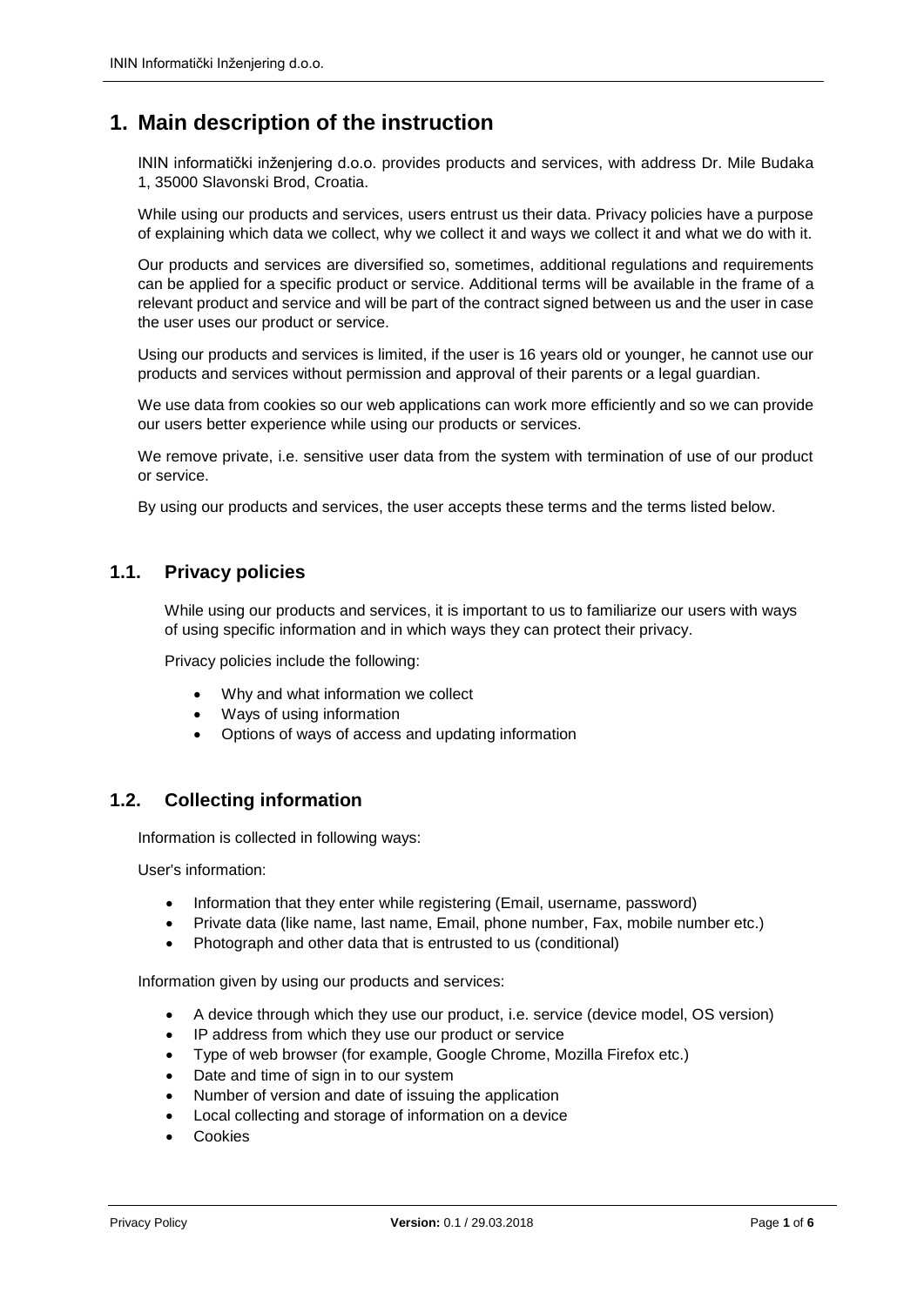# 1. Main description of the instruction

ININ informatički inženjering d.o.o. provides products and services, with address Dr. Mile Budaka 1, 35000 Slavonski Brod, Croatia.

While using our products and services, users entrust us their data. Privacy policies have a purpose of explaining which data we collect, why we collect it and ways we collect it and what we do with it.

Our products and services are diversified so, sometimes, additional regulations and requirements can be applied for a specific product or service. Additional terms will be available in the frame of a relevant product and service and will be part of the contract signed between us and the user in case the user uses our product or service.

Using our products and services is limited, if the user is 16 years old or younger, he cannot use our products and services without permission and approval of their parents or a legal guardian.

We use data from cookies so our web applications can work more efficiently and so we can provide our users better experience while using our products or services.

We remove private, i.e. sensitive user data from the system with termination of use of our product or service.

By using our products and services, the user accepts these terms and the terms listed below.

## 1.1. Privacy policies

While using our products and services, it is important to us to familiarize our users with ways of using specific information and in which ways they can protect their privacy.

Privacy policies include the following:

- Why and what information we collect
- Ways of using information
- Options of ways of access and updating information

## 1.2. Collecting information

Information is collected in following ways:

User's information:

- Information that they enter while registering (Email, username, password)
- Private data (like name, last name, Email, phone number, Fax, mobile number etc.)
- Photograph and other data that is entrusted to us (conditional)

Information given by using our products and services:

- A device through which they use our product, i.e. service (device model, OS version)
- IP address from which they use our product or service
- Type of web browser (for example, Google Chrome, Mozilla Firefox etc.)
- Date and time of sign in to our system
- Number of version and date of issuing the application
- Local collecting and storage of information on a device
- Cookies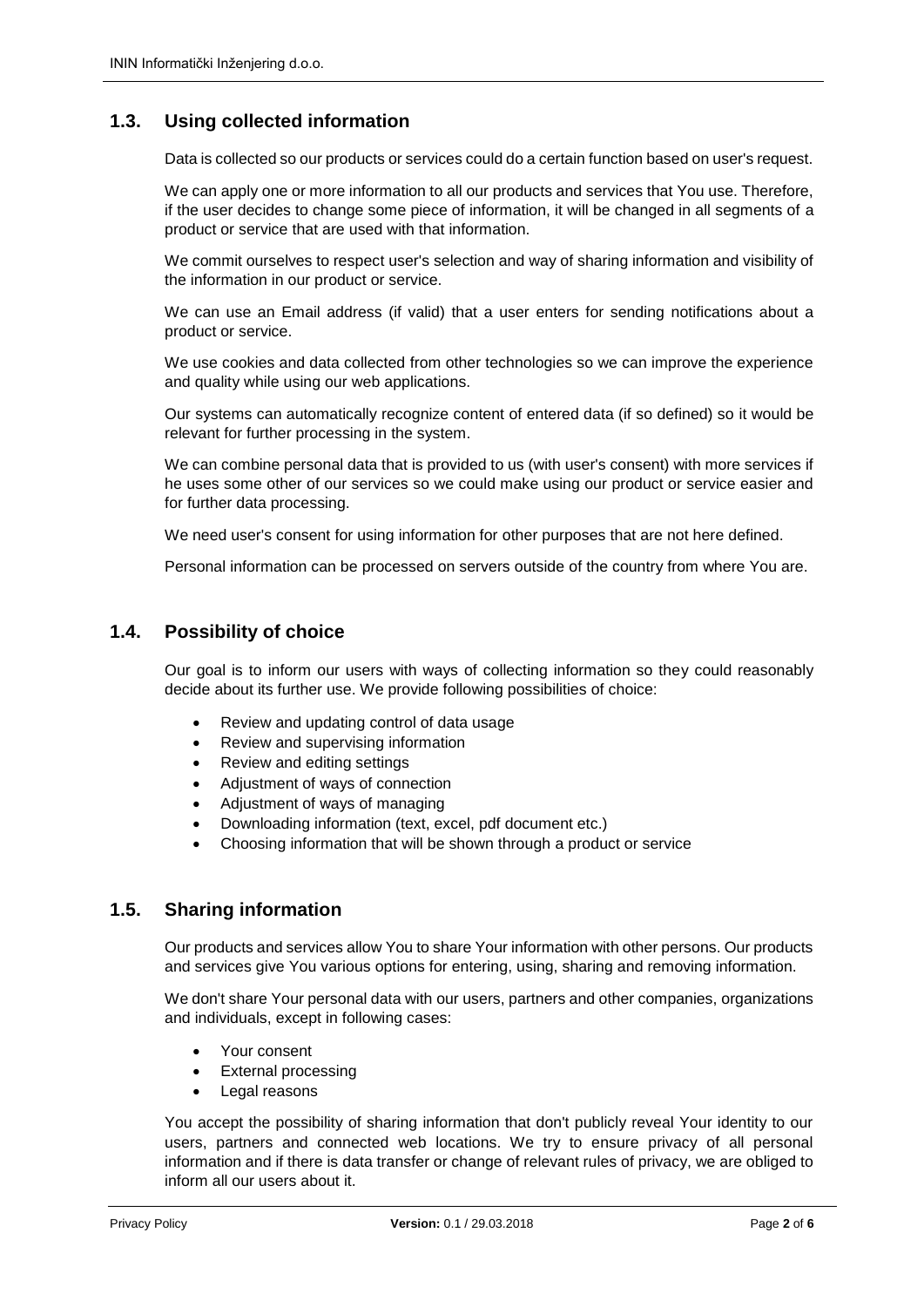## 1.3. Using collected information

Data is collected so our products or services could do a certain function based on user's request.

We can apply one or more information to all our products and services that You use. Therefore, if the user decides to change some piece of information, it will be changed in all segments of a product or service that are used with that information.

We commit ourselves to respect user's selection and way of sharing information and visibility of the information in our product or service.

We can use an Email address (if valid) that a user enters for sending notifications about a product or service.

We use cookies and data collected from other technologies so we can improve the experience and quality while using our web applications.

Our systems can automatically recognize content of entered data (if so defined) so it would be relevant for further processing in the system.

We can combine personal data that is provided to us (with user's consent) with more services if he uses some other of our services so we could make using our product or service easier and for further data processing.

We need user's consent for using information for other purposes that are not here defined.

Personal information can be processed on servers outside of the country from where You are.

## 1.4. Possibility of choice

Our goal is to inform our users with ways of collecting information so they could reasonably decide about its further use. We provide following possibilities of choice:

- Review and updating control of data usage
- Review and supervising information
- Review and editing settings
- Adjustment of ways of connection
- Adjustment of ways of managing
- Downloading information (text, excel, pdf document etc.)
- Choosing information that will be shown through a product or service

## 1.5. Sharing information

Our products and services allow You to share Your information with other persons. Our products and services give You various options for entering, using, sharing and removing information.

We don't share Your personal data with our users, partners and other companies, organizations and individuals, except in following cases:

- Your consent
- External processing
- Legal reasons

You accept the possibility of sharing information that don't publicly reveal Your identity to our users, partners and connected web locations. We try to ensure privacy of all personal information and if there is data transfer or change of relevant rules of privacy, we are obliged to inform all our users about it.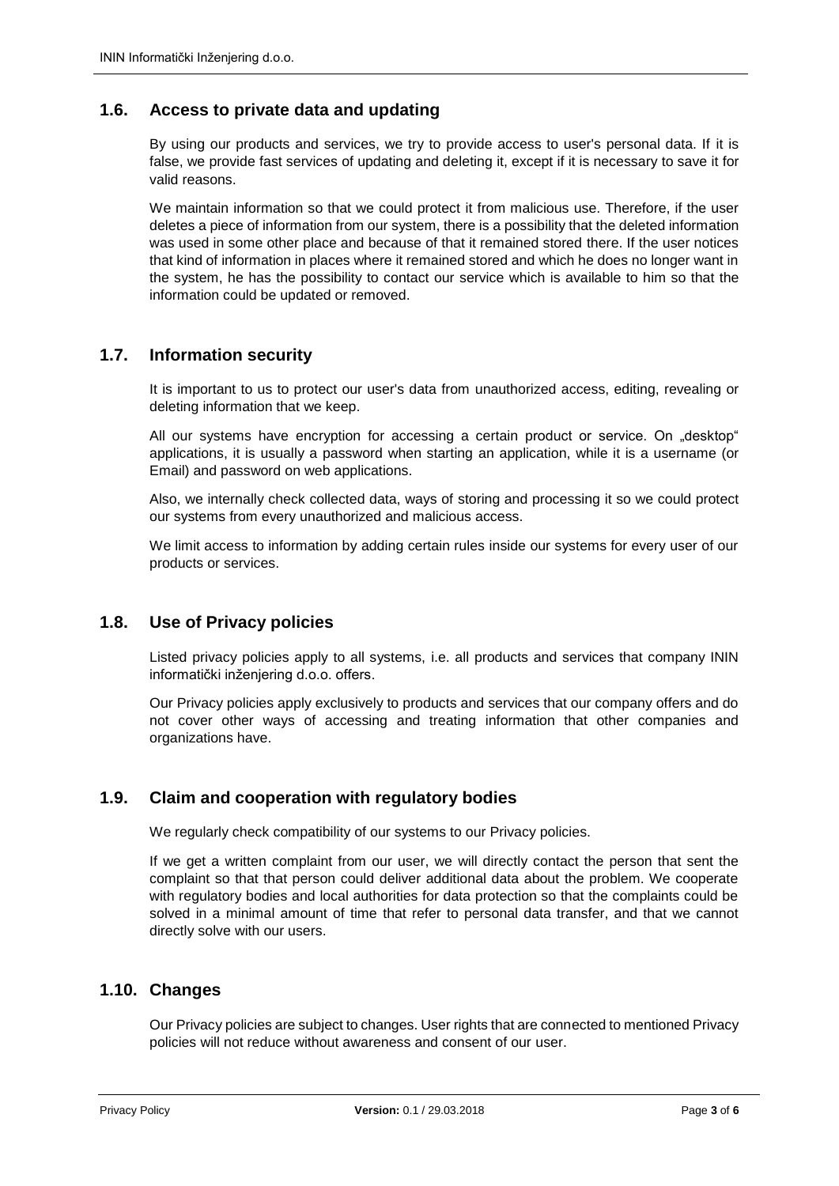## 1.6. Access to private data and updating

By using our products and services, we try to provide access to user's personal data. If it is false, we provide fast services of updating and deleting it, except if it is necessary to save it for valid reasons.

We maintain information so that we could protect it from malicious use. Therefore, if the user deletes a piece of information from our system, there is a possibility that the deleted information was used in some other place and because of that it remained stored there. If the user notices that kind of information in places where it remained stored and which he does no longer want in the system, he has the possibility to contact our service which is available to him so that the information could be updated or removed.

## 1.7. Information security

It is important to us to protect our user's data from unauthorized access, editing, revealing or deleting information that we keep.

All our systems have encryption for accessing a certain product or service. On „desktop" applications, it is usually a password when starting an application, while it is a username (or Email) and password on web applications.

Also, we internally check collected data, ways of storing and processing it so we could protect our systems from every unauthorized and malicious access.

We limit access to information by adding certain rules inside our systems for every user of our products or services.

## 1.8. Use of Privacy policies

Listed privacy policies apply to all systems, i.e. all products and services that company ININ informatički inženjering d.o.o. offers.

Our Privacy policies apply exclusively to products and services that our company offers and do not cover other ways of accessing and treating information that other companies and organizations have.

## 1.9. Claim and cooperation with regulatory bodies

We regularly check compatibility of our systems to our Privacy policies.

If we get a written complaint from our user, we will directly contact the person that sent the complaint so that that person could deliver additional data about the problem. We cooperate with regulatory bodies and local authorities for data protection so that the complaints could be solved in a minimal amount of time that refer to personal data transfer, and that we cannot directly solve with our users.

## 1.10. Changes

Our Privacy policies are subject to changes. User rights that are connected to mentioned Privacy policies will not reduce without awareness and consent of our user.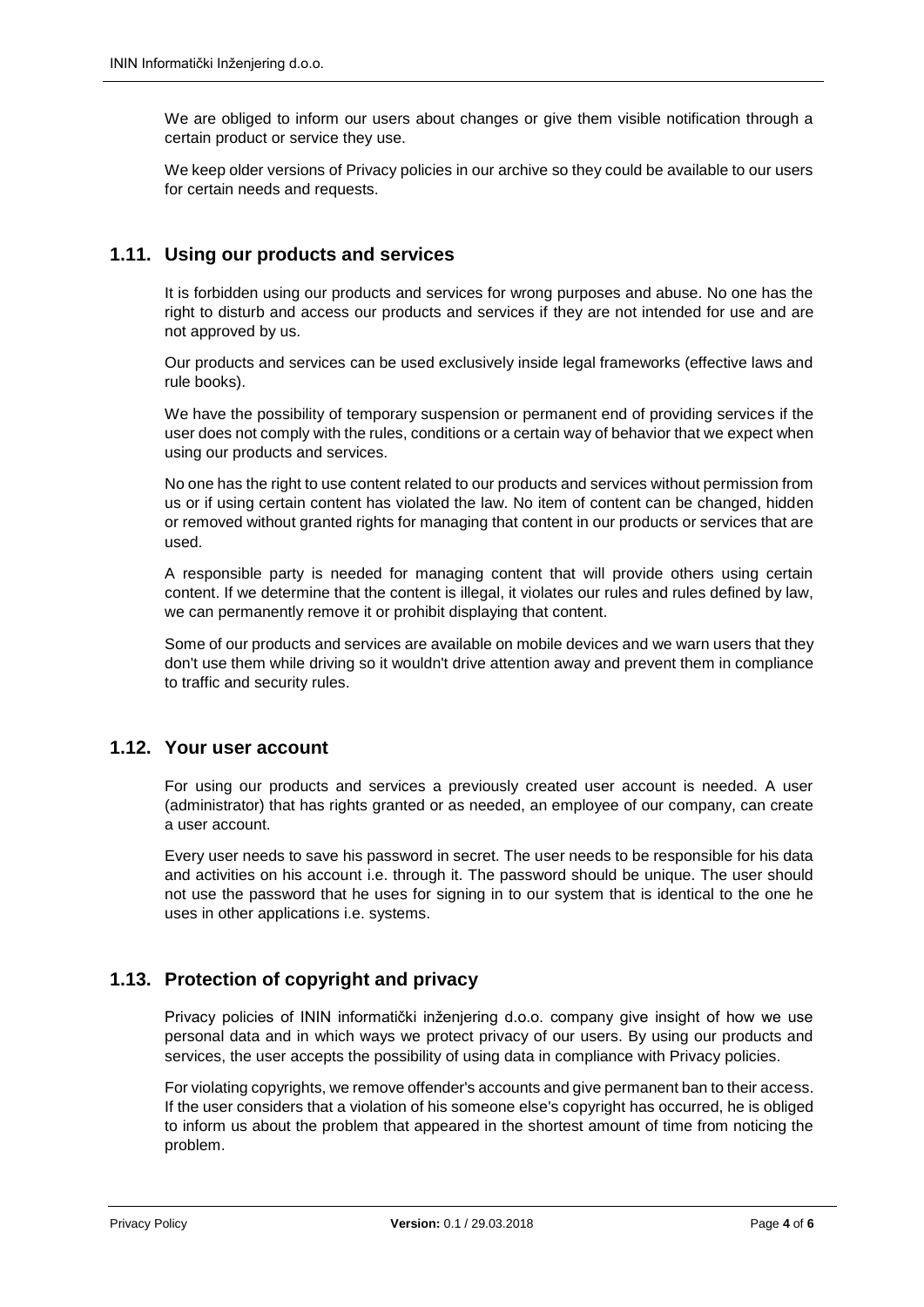We are obliged to inform our users about changes or give them visible notification through a certain product or service they use.

We keep older versions of Privacy policies in our archive so they could be available to our users for certain needs and requests.

## 1.11. Using our products and services

It is forbidden using our products and services for wrong purposes and abuse. No one has the right to disturb and access our products and services if they are not intended for use and are not approved by us.

Our products and services can be used exclusively inside legal frameworks (effective laws and rule books).

We have the possibility of temporary suspension or permanent end of providing services if the user does not comply with the rules, conditions or a certain way of behavior that we expect when using our products and services.

No one has the right to use content related to our products and services without permission from us or if using certain content has violated the law. No item of content can be changed, hidden or removed without granted rights for managing that content in our products or services that are used.

A responsible party is needed for managing content that will provide others using certain content. If we determine that the content is illegal, it violates our rules and rules defined by law, we can permanently remove it or prohibit displaying that content.

Some of our products and services are available on mobile devices and we warn users that they don't use them while driving so it wouldn't drive attention away and prevent them in compliance to traffic and security rules.

## 1.12. Your user account

For using our products and services a previously created user account is needed. A user (administrator) that has rights granted or as needed, an employee of our company, can create a user account.

Every user needs to save his password in secret. The user needs to be responsible for his data and activities on his account i.e. through it. The password should be unique. The user should not use the password that he uses for signing in to our system that is identical to the one he uses in other applications i.e. systems.

## 1.13. Protection of copyright and privacy

Privacy policies of ININ informatički inženjering d.o.o. company give insight of how we use personal data and in which ways we protect privacy of our users. By using our products and services, the user accepts the possibility of using data in compliance with Privacy policies.

For violating copyrights, we remove offender's accounts and give permanent ban to their access. If the user considers that a violation of his someone else's copyright has occurred, he is obliged to inform us about the problem that appeared in the shortest amount of time from noticing the problem.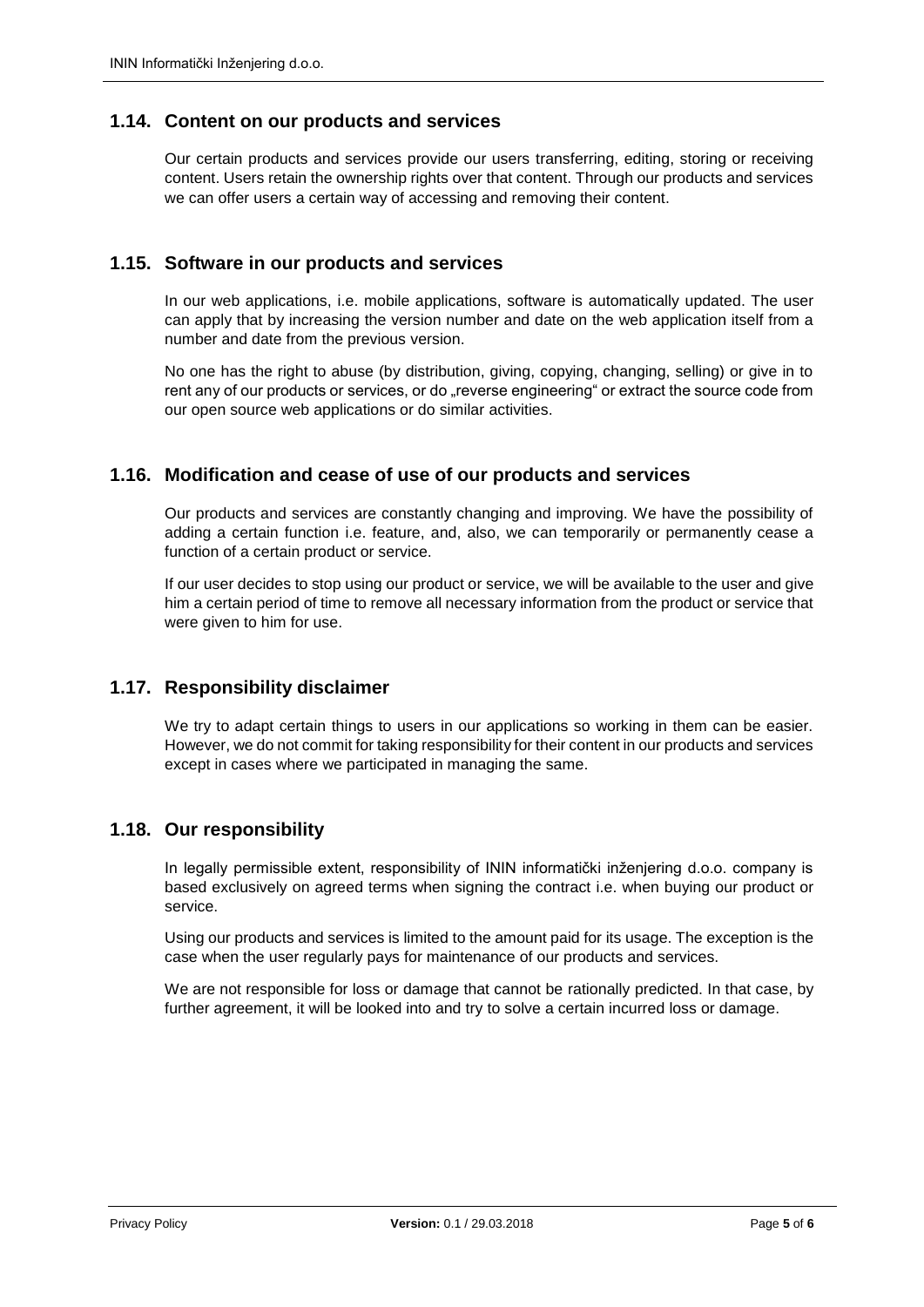## 1.14. Content on our products and services

Our certain products and services provide our users transferring, editing, storing or receiving content. Users retain the ownership rights over that content. Through our products and services we can offer users a certain way of accessing and removing their content.

## 1.15. Software in our products and services

In our web applications, i.e. mobile applications, software is automatically updated. The user can apply that by increasing the version number and date on the web application itself from a number and date from the previous version.

No one has the right to abuse (by distribution, giving, copying, changing, selling) or give in to rent any of our products or services, or do „reverse engineering" or extract the source code from our open source web applications or do similar activities.

## 1.16. Modification and cease of use of our products and services

Our products and services are constantly changing and improving. We have the possibility of adding a certain function i.e. feature, and, also, we can temporarily or permanently cease a function of a certain product or service.

If our user decides to stop using our product or service, we will be available to the user and give him a certain period of time to remove all necessary information from the product or service that were given to him for use.

## 1.17. Responsibility disclaimer

We try to adapt certain things to users in our applications so working in them can be easier. However, we do not commit for taking responsibility for their content in our products and services except in cases where we participated in managing the same.

## 1.18. Our responsibility

In legally permissible extent, responsibility of ININ informatički inženjering d.o.o. company is based exclusively on agreed terms when signing the contract i.e. when buying our product or service.

Using our products and services is limited to the amount paid for its usage. The exception is the case when the user regularly pays for maintenance of our products and services.

We are not responsible for loss or damage that cannot be rationally predicted. In that case, by further agreement, it will be looked into and try to solve a certain incurred loss or damage.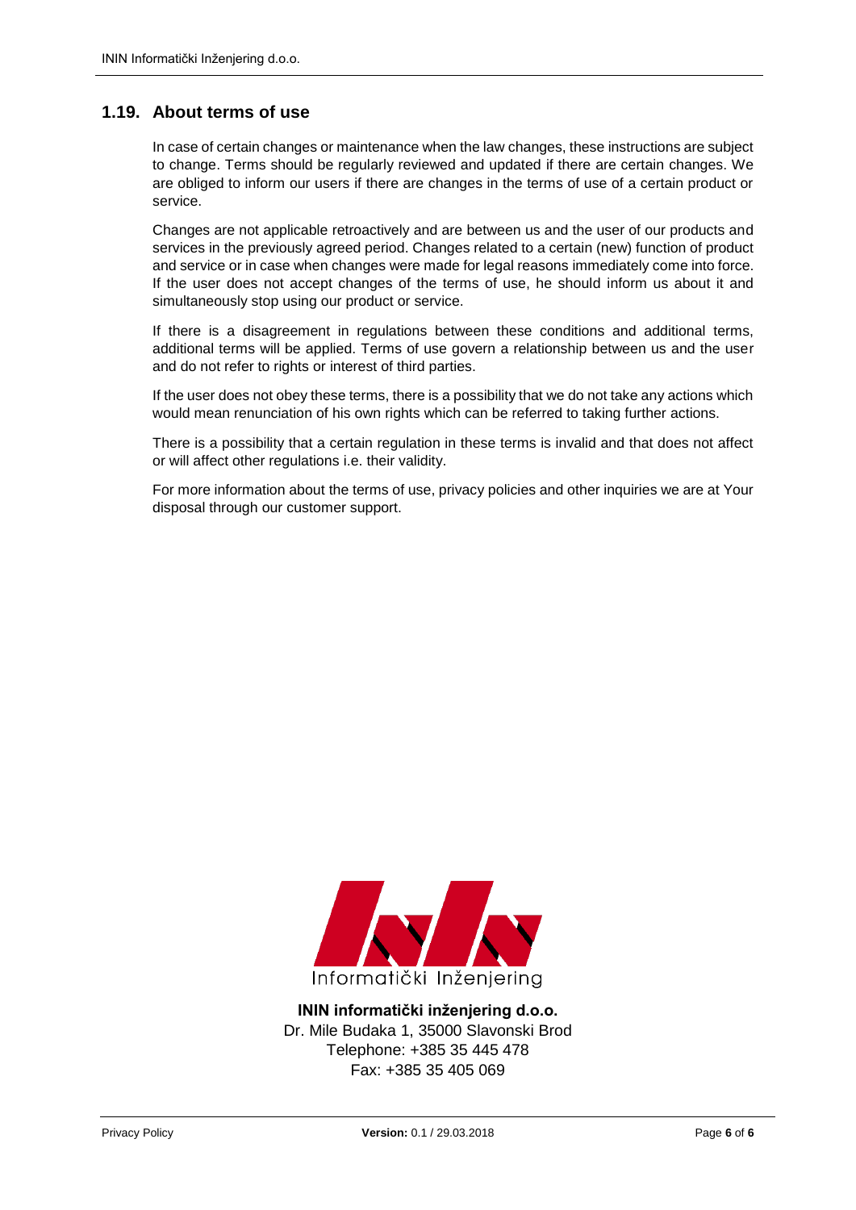## 1.19. About terms of use

In case of certain changes or maintenance when the law changes, these instructions are subject to change. Terms should be regularly reviewed and updated if there are certain changes. We are obliged to inform our users if there are changes in the terms of use of a certain product or service.

Changes are not applicable retroactively and are between us and the user of our products and services in the previously agreed period. Changes related to a certain (new) function of product and service or in case when changes were made for legal reasons immediately come into force. If the user does not accept changes of the terms of use, he should inform us about it and simultaneously stop using our product or service.

If there is a disagreement in regulations between these conditions and additional terms, additional terms will be applied. Terms of use govern a relationship between us and the user and do not refer to rights or interest of third parties.

If the user does not obey these terms, there is a possibility that we do not take any actions which would mean renunciation of his own rights which can be referred to taking further actions.

There is a possibility that a certain regulation in these terms is invalid and that does not affect or will affect other regulations i.e. their validity.

For more information about the terms of use, privacy policies and other inquiries we are at Your disposal through our customer support.

Informatički Inženjering

**ININ informatički inženjering d.o.o.**
Dr. Mile Budaka 1, 35000 Slavonski Brod
Telephone: +385 35 445 478
Fax: +385 35 405 069